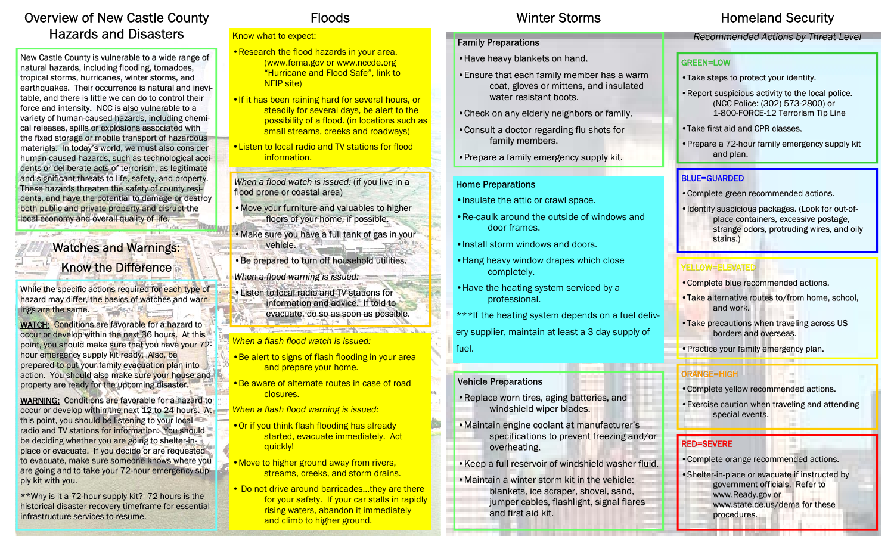# Overview of New Castle County Hazards and Disasters

New Castle County is vulnerable to a wide range of natural hazards, including flooding, tornadoes, tropical storms, hurricanes, winter storms, and earthquakes. Their occurrence is natural and inevitable, and there is little we can do to control their force and intensity. NCC is also vulnerable to a variety of human-caused hazards, including chemical releases, spills or explosions associated with the fixed storage or mobile transport of hazardous materials. In today's world, we must also consider human-caused hazards, such as technological accidents or deliberate acts of terrorism, as legitimate and significant threats to life, safety, and property. These hazards threaten the safety of county residents, and have the potential to damage or destroy both public and private property and disrupt the local economy and overall quality of life.

## Watches and Warnings: Know the Difference

While the specific actions required for each type of hazard may differ, the basics of watches and warnings are the same.

**WATCH:** Conditions are favorable for a hazard to occur or develop within the next 36 hours. At this point, you should make sure that you have your 72-hour emergency supply kit ready. Also, be prepared to put your family evacuation plan into action. You should also make sure your house and property are ready for the upcoming disaster.

**WARNING:** Conditions are favorable for a hazard to occur or develop within the next 12 to 24 hours. At this point, you should be listening to your local radio and TV stations for information. You should be deciding whether you are going to shelter-in-place or evacuate. If you decide or are requested to evacuate, make sure someone knows where you are going and to take your 72-hour emergency supply kit with you.

**Why is it a 72-hour supply kit? 72 hours is the historical disaster recovery timeframe for essential infrastructure services to resume.

# Floods

Know what to expect:

- Research the flood hazards in your area. (www.fema.gov or www.nccde.org "Hurricane and Flood Safe", link to NFIP site)
- If it has been raining hard for several hours, or steadily for several days, be alert to the possibility of a flood. (in locations such as small streams, creeks and roadways)
- Listen to local radio and TV stations for flood information.

*When a flood watch is issued:* (if you live in a flood prone or coastal area)

- Move your furniture and valuables to higher floors of your home, if possible.
- Make sure you have a full tank of gas in your vehicle.
- Be prepared to turn off household utilities.

*When a flood warning is issued:*

- Listen to local radio and TV stations for information and advice. If told to evacuate, do so as soon as possible.

*When a flash flood watch is issued:*

- Be alert to signs of flash flooding in your area and prepare your home.
- Be aware of alternate routes in case of road closures.

*When a flash flood warning is issued:*

- Or if you think flash flooding has already started, evacuate immediately. Act quickly!
- Move to higher ground away from rivers, streams, creeks, and storm drains.
- Do not drive around barricades…they are there for your safety. If your car stalls in rapidly rising waters, abandon it immediately and climb to higher ground.

# Winter Storms

## Family Preparations

- Have heavy blankets on hand.
- Ensure that each family member has a warm coat, gloves or mittens, and insulated water resistant boots.
- Check on any elderly neighbors or family.
- Consult a doctor regarding flu shots for family members.
- Prepare a family emergency supply kit.

## Home Preparations

- Insulate the attic or crawl space.
- Re-caulk around the outside of windows and door frames.
- Install storm windows and doors.
- Hang heavy window drapes which close completely.
- Have the heating system serviced by a professional.

***If the heating system depends on a fuel delivery supplier, maintain at least a 3 day supply of fuel.

## Vehicle Preparations

- Replace worn tires, aging batteries, and windshield wiper blades.
- Maintain engine coolant at manufacturer's specifications to prevent freezing and/or overheating.
- Keep a full reservoir of windshield washer fluid.
- Maintain a winter storm kit in the vehicle: blankets, ice scraper, shovel, sand, jumper cables, flashlight, signal flares and first aid kit.

# Homeland Security

*Recommended Actions by Threat Level*

## GREEN=LOW

- Take steps to protect your identity.
- Report suspicious activity to the local police. (NCC Police: (302) 573-2800) or 1-800-FORCE-12 Terrorism Tip Line
- Take first aid and CPR classes.
- Prepare a 72-hour family emergency supply kit and plan.

## BLUE=GUARDED

- Complete green recommended actions.
- Identify suspicious packages. (Look for out-of-place containers, excessive postage, strange odors, protruding wires, and oily stains.)

## YELLOW=ELEVATED

- Complete blue recommended actions.
- Take alternative routes to/from home, school, and work.
- Take precautions when traveling across US borders and overseas.
- Practice your family emergency plan.

## ORANGE=HIGH

- Complete yellow recommended actions.
- Exercise caution when traveling and attending special events.

## RED=SEVERE

- Complete orange recommended actions.
- Shelter-in-place or evacuate if instructed by government officials. Refer to www.Ready.gov or www.state.de.us/dema for these procedures.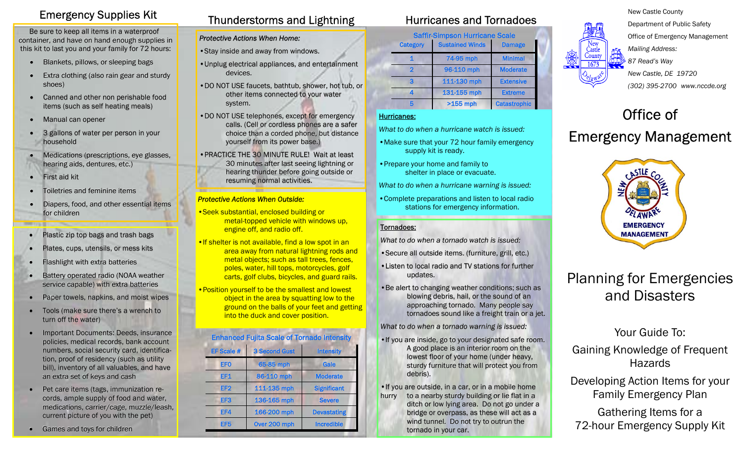## Emergency Supplies Kit

Be sure to keep all items in a waterproof container, and have on hand enough supplies in this kit to last you and your family for 72 hours:

- Blankets, pillows, or sleeping bags
- Extra clothing (also rain gear and sturdy shoes)
- Canned and other non perishable food items (such as self heating meals)
- Manual can opener
- 3 gallons of water per person in your household
- Medications (prescriptions, eye glasses, hearing aids, dentures, etc.)
- First aid kit
- Toiletries and feminine items
- Diapers, food, and other essential items for children

- Plastic zip top bags and trash bags
- Plates, cups, utensils, or mess kits
- Flashlight with extra batteries
- Battery operated radio (NOAA weather service capable) with extra batteries
- Paper towels, napkins, and moist wipes
- Tools (make sure there's a wrench to turn off the water)
- Important Documents: Deeds, insurance policies, medical records, bank account numbers, social security card, identification, proof of residency (such as utility bill), inventory of all valuables, and have an extra set of keys and cash
- Pet care items (tags, immunization records, ample supply of food and water, medications, carrier/cage, muzzle/leash, current picture of you with the pet)
- Games and toys for children

## Thunderstorms and Lightning

*Protective Actions When Home:*

- Stay inside and away from windows.
- Unplug electrical appliances, and entertainment devices.
- DO NOT USE faucets, bathtub, shower, hot tub, or other items connected to your water system.
- DO NOT USE telephones, except for emergency calls. (Cell or cordless phones are a safer choice than a corded phone, but distance yourself from its power base.)
- PRACTICE THE 30 MINUTE RULE! Wait at least 30 minutes after last seeing lightning or hearing thunder before going outside or resuming normal activities.

*Protective Actions When Outside:*

- Seek substantial, enclosed building or metal-topped vehicle with windows up, engine off, and radio off.
- If shelter is not available, find a low spot in an area away from natural lightning rods and metal objects; such as tall trees, fences, poles, water, hill tops, motorcycles, golf carts, golf clubs, bicycles, and guard rails.
- Position yourself to be the smallest and lowest object in the area by squatting low to the ground on the balls of your feet and getting into the duck and cover position.

**Enhanced Fujita Scale of Tornado Intensity**

| EF Scale # | 3 Second Gust | Intensity |
|---|---|---|
| EF0 | 65-85 mph | Gale |
| EF1 | 86-110 mph | Moderate |
| EF2 | 111-135 mph | Significant |
| EF3 | 136-165 mph | Severe |
| EF4 | 166-200 mph | Devastating |
| EF5 | Over 200 mph | Incredible |

## Hurricanes and Tornadoes

**Saffir-Simpson Hurricane Scale**

| Category | Sustained Winds | Damage |
|---|---|---|
| 1 | 74-95 mph | Minimal |
| 2 | 96-110 mph | Moderate |
| 3 | 111-130 mph | Extensive |
| 4 | 131-155 mph | Extreme |
| 5 | >155 mph | Catastrophic |

**Hurricanes:**

*What to do when a hurricane watch is issued:*

- Make sure that your 72 hour family emergency supply kit is ready.
- Prepare your home and family to shelter in place or evacuate.

*What to do when a hurricane warning is issued:*

- Complete preparations and listen to local radio stations for emergency information.

**Tornadoes:**

*What to do when a tornado watch is issued:*

- Secure all outside items. (furniture, grill, etc.)
- Listen to local radio and TV stations for further updates.
- Be alert to changing weather conditions; such as blowing debris, hail, or the sound of an approaching tornado. Many people say tornadoes sound like a freight train or a jet.

*What to do when a tornado warning is issued:*

- If you are inside, go to your designated safe room. A good place is an interior room on the lowest floor of your home (under heavy, sturdy furniture that will protect you from debris).
- If you are outside, in a car, or in a mobile home hurry to a nearby sturdy building or lie flat in a ditch or low lying area. Do not go under a bridge or overpass, as these will act as a wind tunnel. Do not try to outrun the tornado in your car.

New Castle County
Department of Public Safety
Office of Emergency Management
*Mailing Address:*
*87 Read's Way*
*New Castle, DE 19720*
*(302) 395-2700 www.nccde.org*

# Office of Emergency Management

# Planning for Emergencies and Disasters

Your Guide To:

Gaining Knowledge of Frequent Hazards

Developing Action Items for your Family Emergency Plan

Gathering Items for a 72-hour Emergency Supply Kit